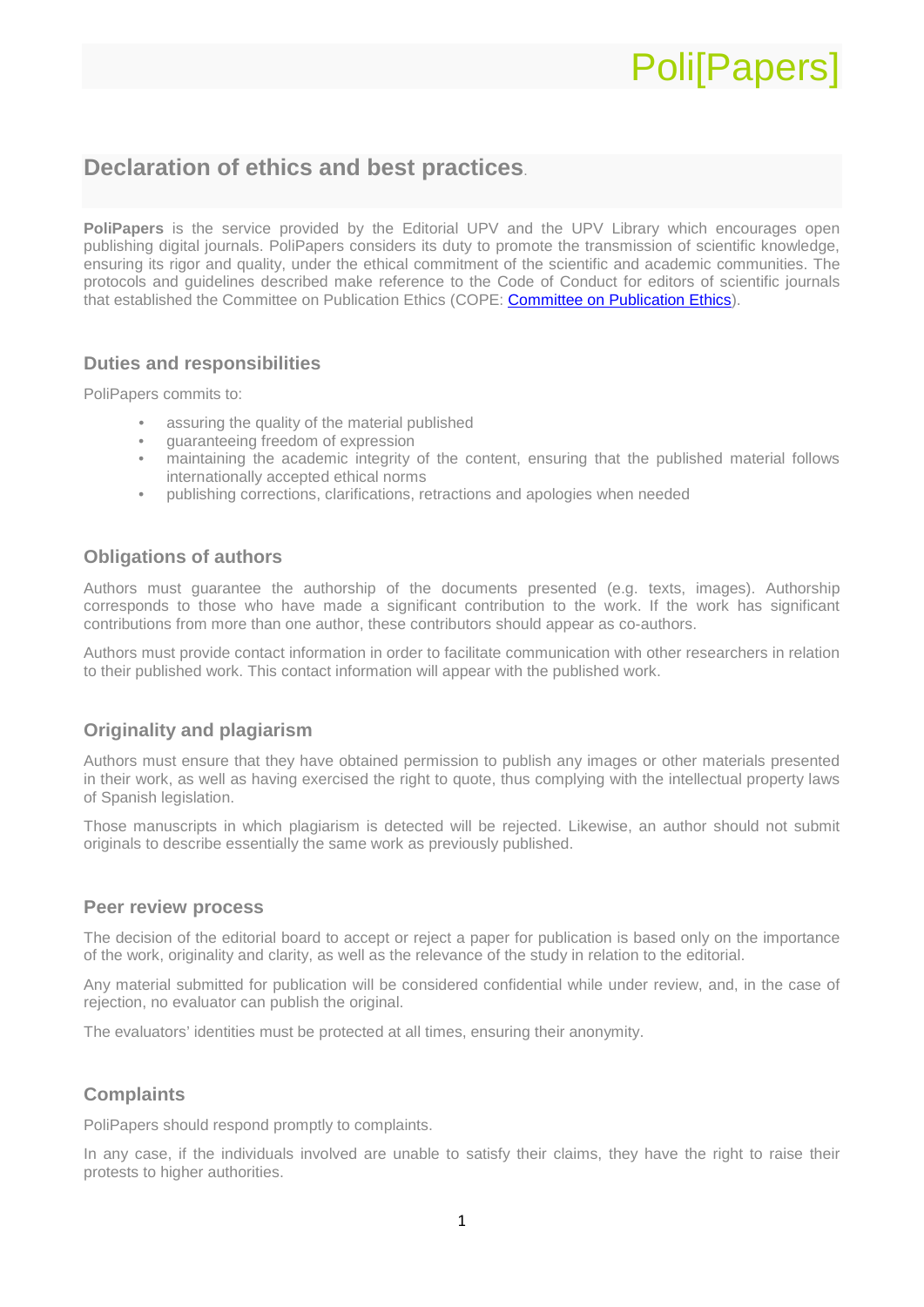# Poli[Papers]

## Declaration of ethics and best practices.

**PoliPapers** is the service provided by the Editorial UPV and the UPV Library which encourages open publishing digital journals. PoliPapers considers its duty to promote the transmission of scientific knowledge, ensuring its rigor and quality, under the ethical commitment of the scientific and academic communities. The protocols and guidelines described make reference to the Code of Conduct for editors of scientific journals that established the Committee on Publication Ethics (COPE: Committee on Publication Ethics).

### Duties and responsibilities

PoliPapers commits to:

- assuring the quality of the material published
- guaranteeing freedom of expression
- maintaining the academic integrity of the content, ensuring that the published material follows internationally accepted ethical norms
- publishing corrections, clarifications, retractions and apologies when needed

### Obligations of authors

Authors must guarantee the authorship of the documents presented (e.g. texts, images). Authorship corresponds to those who have made a significant contribution to the work. If the work has significant contributions from more than one author, these contributors should appear as co-authors.

Authors must provide contact information in order to facilitate communication with other researchers in relation to their published work. This contact information will appear with the published work.

### Originality and plagiarism

Authors must ensure that they have obtained permission to publish any images or other materials presented in their work, as well as having exercised the right to quote, thus complying with the intellectual property laws of Spanish legislation.

Those manuscripts in which plagiarism is detected will be rejected. Likewise, an author should not submit originals to describe essentially the same work as previously published.

### Peer review process

The decision of the editorial board to accept or reject a paper for publication is based only on the importance of the work, originality and clarity, as well as the relevance of the study in relation to the editorial.

Any material submitted for publication will be considered confidential while under review, and, in the case of rejection, no evaluator can publish the original.

The evaluators' identities must be protected at all times, ensuring their anonymity.

### Complaints

PoliPapers should respond promptly to complaints.

In any case, if the individuals involved are unable to satisfy their claims, they have the right to raise their protests to higher authorities.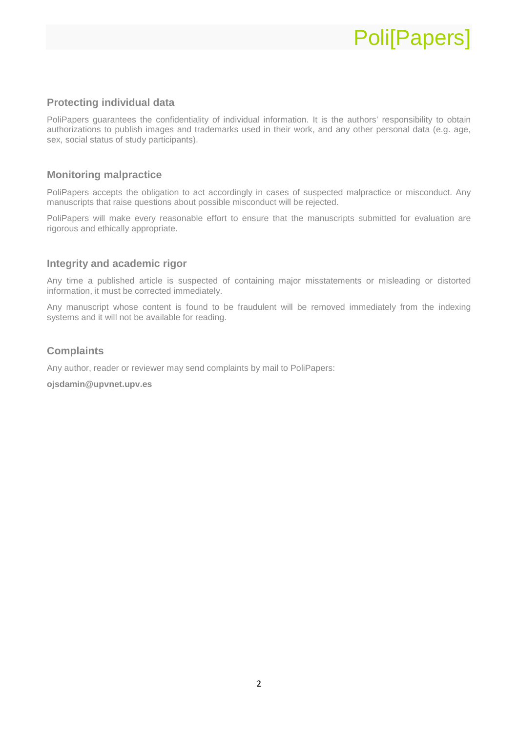## Protecting individual data

PoliPapers guarantees the confidentiality of individual information. It is the authors' responsibility to obtain authorizations to publish images and trademarks used in their work, and any other personal data (e.g. age, sex, social status of study participants).

## Monitoring malpractice

PoliPapers accepts the obligation to act accordingly in cases of suspected malpractice or misconduct. Any manuscripts that raise questions about possible misconduct will be rejected.

PoliPapers will make every reasonable effort to ensure that the manuscripts submitted for evaluation are rigorous and ethically appropriate.

## Integrity and academic rigor

Any time a published article is suspected of containing major misstatements or misleading or distorted information, it must be corrected immediately.

Any manuscript whose content is found to be fraudulent will be removed immediately from the indexing systems and it will not be available for reading.

## Complaints

Any author, reader or reviewer may send complaints by mail to PoliPapers:

**ojsdamin@upvnet.upv.es**